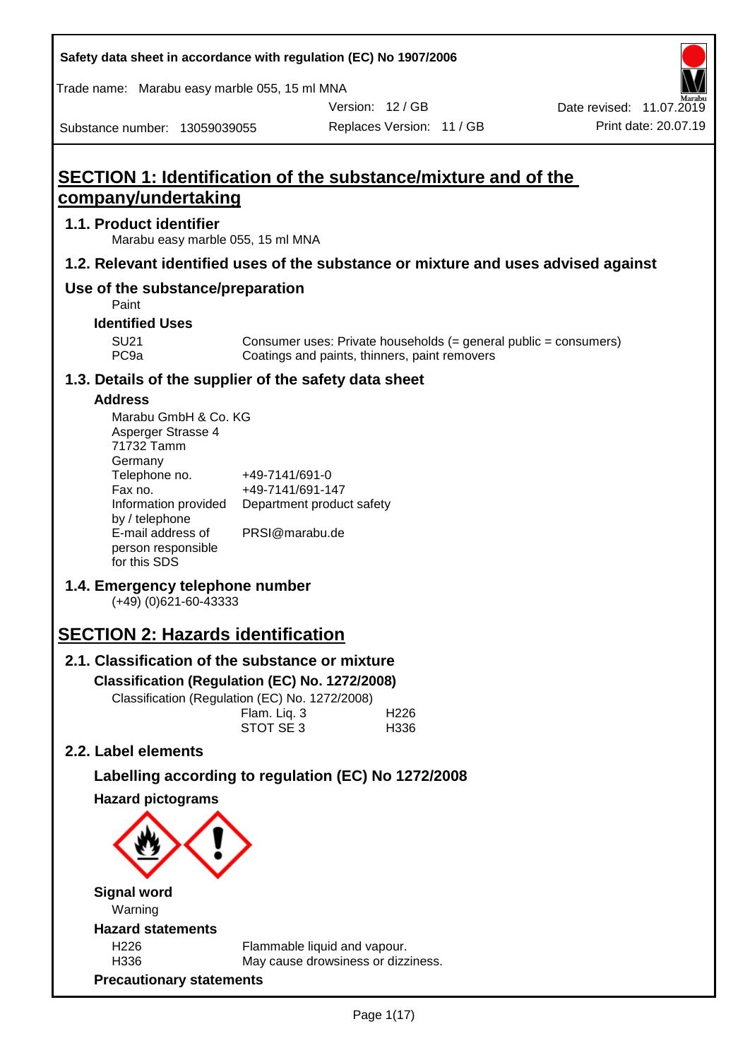Safety data sheet in accordance with regulation (EC) No 1907/2006

Trade name: Marabu easy marble 055, 15 ml MNA

| Substance number: 13059039055 | Version: 12 / GB | Date revised: 11.07.2019 |
| --- | --- | --- |
| | Replaces Version: 11 / GB | Print date: 20.07.19 |

# SECTION 1: Identification of the substance/mixture and of the company/undertaking

## 1.1. Product identifier

Marabu easy marble 055, 15 ml MNA

## 1.2. Relevant identified uses of the substance or mixture and uses advised against

## Use of the substance/preparation

Paint

### Identified Uses

| | |
| --- | --- |
| SU21 | Consumer uses: Private households (= general public = consumers) |
| PC9a | Coatings and paints, thinners, paint removers |

## 1.3. Details of the supplier of the safety data sheet

### Address

Marabu GmbH & Co. KG
Asperger Strasse 4
71732 Tamm
Germany

| | |
| --- | --- |
| Telephone no. | +49-7141/691-0 |
| Fax no. | +49-7141/691-147 |
| Information provided by / telephone | Department product safety |
| E-mail address of person responsible for this SDS | PRSI@marabu.de |

## 1.4. Emergency telephone number

(+49) (0)621-60-43333

# SECTION 2: Hazards identification

## 2.1. Classification of the substance or mixture

### Classification (Regulation (EC) No. 1272/2008)

Classification (Regulation (EC) No. 1272/2008)

| | |
| --- | --- |
| Flam. Liq. 3 | H226 |
| STOT SE 3 | H336 |

## 2.2. Label elements

### Labelling according to regulation (EC) No 1272/2008

### Hazard pictograms

### Signal word

Warning

### Hazard statements

| | |
| --- | --- |
| H226 | Flammable liquid and vapour. |
| H336 | May cause drowsiness or dizziness. |

### Precautionary statements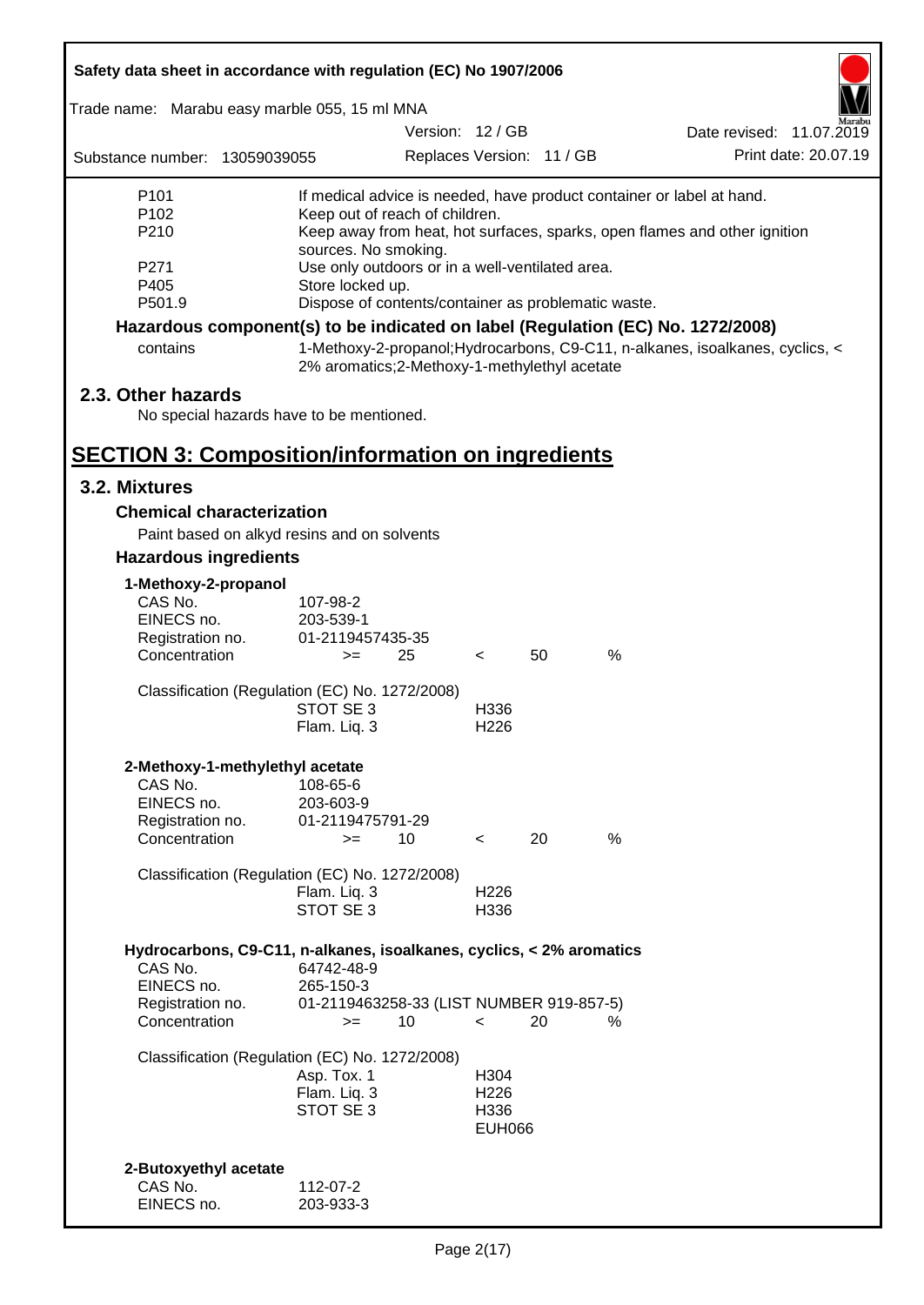| | |
|---|---|
| P101 | If medical advice is needed, have product container or label at hand. |
| P102 | Keep out of reach of children. |
| P210 | Keep away from heat, hot surfaces, sparks, open flames and other ignition sources. No smoking. |
| P271 | Use only outdoors or in a well-ventilated area. |
| P405 | Store locked up. |
| P501.9 | Dispose of contents/container as problematic waste. |

**Hazardous component(s) to be indicated on label (Regulation (EC) No. 1272/2008)**

| | |
|---|---|
| contains | 1-Methoxy-2-propanol;Hydrocarbons, C9-C11, n-alkanes, isoalkanes, cyclics, < 2% aromatics;2-Methoxy-1-methylethyl acetate |

## 2.3. Other hazards

No special hazards have to be mentioned.

# SECTION 3: Composition/information on ingredients

## 3.2. Mixtures

### Chemical characterization

Paint based on alkyd resins and on solvents

### Hazardous ingredients

**1-Methoxy-2-propanol**

| | | | | | |
|---|---|---|---|---|---|
| CAS No. | 107-98-2 | | | | |
| EINECS no. | 203-539-1 | | | | |
| Registration no. | 01-2119457435-35 | | | | |
| Concentration | >= | 25 | < | 50 | % |

Classification (Regulation (EC) No. 1272/2008)

| | |
|---|---|
| STOT SE 3 | H336 |
| Flam. Liq. 3 | H226 |

**2-Methoxy-1-methylethyl acetate**

| | | | | | |
|---|---|---|---|---|---|
| CAS No. | 108-65-6 | | | | |
| EINECS no. | 203-603-9 | | | | |
| Registration no. | 01-2119475791-29 | | | | |
| Concentration | >= | 10 | < | 20 | % |

Classification (Regulation (EC) No. 1272/2008)

| | |
|---|---|
| Flam. Liq. 3 | H226 |
| STOT SE 3 | H336 |

**Hydrocarbons, C9-C11, n-alkanes, isoalkanes, cyclics, < 2% aromatics**

| | | | | | |
|---|---|---|---|---|---|
| CAS No. | 64742-48-9 | | | | |
| EINECS no. | 265-150-3 | | | | |
| Registration no. | 01-2119463258-33 (LIST NUMBER 919-857-5) | | | | |
| Concentration | >= | 10 | < | 20 | % |

Classification (Regulation (EC) No. 1272/2008)

| | |
|---|---|
| Asp. Tox. 1 | H304 |
| Flam. Liq. 3 | H226 |
| STOT SE 3 | H336 |
| | EUH066 |

**2-Butoxyethyl acetate**

| | |
|---|---|
| CAS No. | 112-07-2 |
| EINECS no. | 203-933-3 |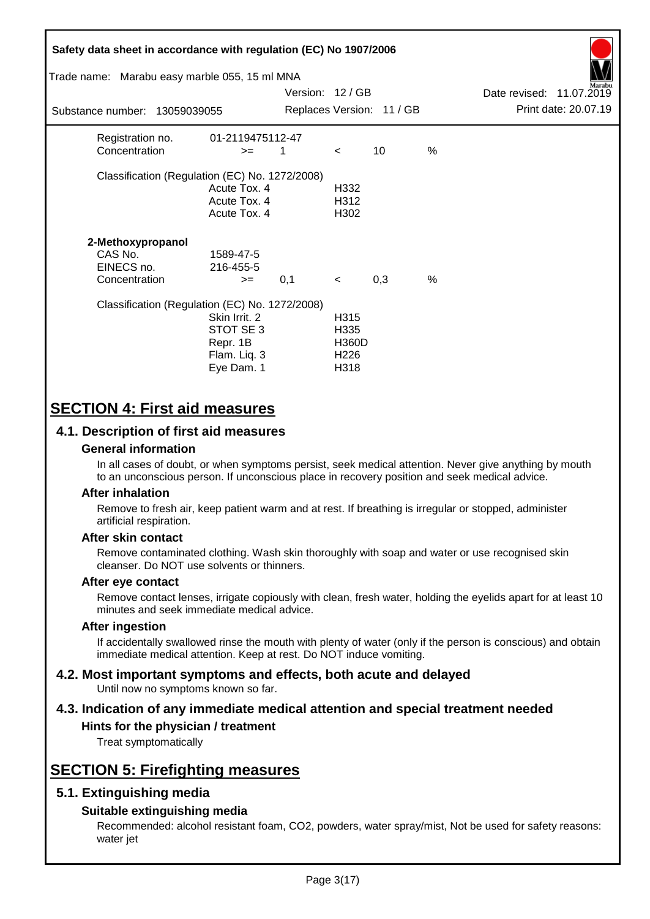| | | | | | |
|---|---|---|---|---|---|
| Registration no. | 01-2119475112-47 | | | | |
| Concentration | >= | 1 | < | 10 | % |

Classification (Regulation (EC) No. 1272/2008)

| | |
|---|---|
| Acute Tox. 4 | H332 |
| Acute Tox. 4 | H312 |
| Acute Tox. 4 | H302 |

**2-Methoxypropanol**

| | | | | | |
|---|---|---|---|---|---|
| CAS No. | 1589-47-5 | | | | |
| EINECS no. | 216-455-5 | | | | |
| Concentration | >= | 0,1 | < | 0,3 | % |

Classification (Regulation (EC) No. 1272/2008)

| | |
|---|---|
| Skin Irrit. 2 | H315 |
| STOT SE 3 | H335 |
| Repr. 1B | H360D |
| Flam. Liq. 3 | H226 |
| Eye Dam. 1 | H318 |

# SECTION 4: First aid measures

## 4.1. Description of first aid measures

### General information

In all cases of doubt, or when symptoms persist, seek medical attention. Never give anything by mouth to an unconscious person. If unconscious place in recovery position and seek medical advice.

### After inhalation

Remove to fresh air, keep patient warm and at rest. If breathing is irregular or stopped, administer artificial respiration.

### After skin contact

Remove contaminated clothing. Wash skin thoroughly with soap and water or use recognised skin cleanser. Do NOT use solvents or thinners.

### After eye contact

Remove contact lenses, irrigate copiously with clean, fresh water, holding the eyelids apart for at least 10 minutes and seek immediate medical advice.

### After ingestion

If accidentally swallowed rinse the mouth with plenty of water (only if the person is conscious) and obtain immediate medical attention. Keep at rest. Do NOT induce vomiting.

## 4.2. Most important symptoms and effects, both acute and delayed

Until now no symptoms known so far.

## 4.3. Indication of any immediate medical attention and special treatment needed

### Hints for the physician / treatment

Treat symptomatically

# SECTION 5: Firefighting measures

## 5.1. Extinguishing media

### Suitable extinguishing media

Recommended: alcohol resistant foam, $CO_2$, powders, water spray/mist, Not be used for safety reasons: water jet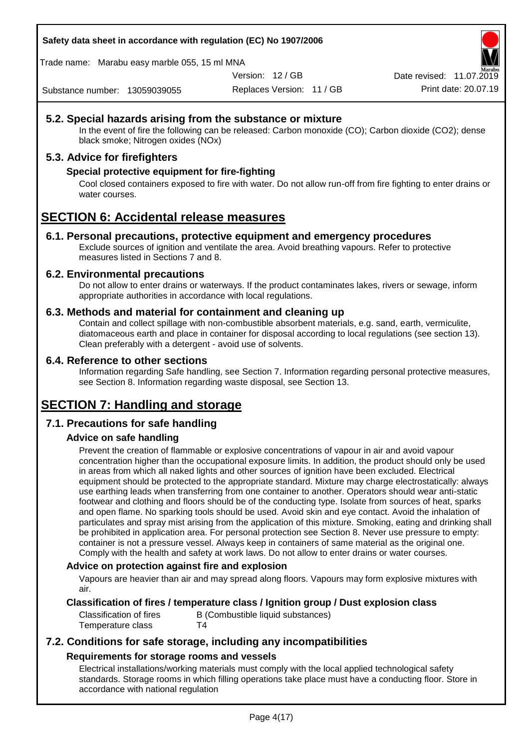### 5.2. Special hazards arising from the substance or mixture

In the event of fire the following can be released: Carbon monoxide (CO); Carbon dioxide ($CO_2$); dense black smoke; Nitrogen oxides (NOx)

### 5.3. Advice for firefighters

#### Special protective equipment for fire-fighting

Cool closed containers exposed to fire with water. Do not allow run-off from fire fighting to enter drains or water courses.

## SECTION 6: Accidental release measures

### 6.1. Personal precautions, protective equipment and emergency procedures

Exclude sources of ignition and ventilate the area. Avoid breathing vapours. Refer to protective measures listed in Sections 7 and 8.

### 6.2. Environmental precautions

Do not allow to enter drains or waterways. If the product contaminates lakes, rivers or sewage, inform appropriate authorities in accordance with local regulations.

### 6.3. Methods and material for containment and cleaning up

Contain and collect spillage with non-combustible absorbent materials, e.g. sand, earth, vermiculite, diatomaceous earth and place in container for disposal according to local regulations (see section 13). Clean preferably with a detergent - avoid use of solvents.

### 6.4. Reference to other sections

Information regarding Safe handling, see Section 7. Information regarding personal protective measures, see Section 8. Information regarding waste disposal, see Section 13.

## SECTION 7: Handling and storage

### 7.1. Precautions for safe handling

#### Advice on safe handling

Prevent the creation of flammable or explosive concentrations of vapour in air and avoid vapour concentration higher than the occupational exposure limits. In addition, the product should only be used in areas from which all naked lights and other sources of ignition have been excluded. Electrical equipment should be protected to the appropriate standard. Mixture may charge electrostatically: always use earthing leads when transferring from one container to another. Operators should wear anti-static footwear and clothing and floors should be of the conducting type. Isolate from sources of heat, sparks and open flame. No sparking tools should be used. Avoid skin and eye contact. Avoid the inhalation of particulates and spray mist arising from the application of this mixture. Smoking, eating and drinking shall be prohibited in application area. For personal protection see Section 8. Never use pressure to empty: container is not a pressure vessel. Always keep in containers of same material as the original one. Comply with the health and safety at work laws. Do not allow to enter drains or water courses.

#### Advice on protection against fire and explosion

Vapours are heavier than air and may spread along floors. Vapours may form explosive mixtures with air.

#### Classification of fires / temperature class / Ignition group / Dust explosion class

| | |
|---|---|
| Classification of fires | B (Combustible liquid substances) |
| Temperature class | T4 |

### 7.2. Conditions for safe storage, including any incompatibilities

#### Requirements for storage rooms and vessels

Electrical installations/working materials must comply with the local applied technological safety standards. Storage rooms in which filling operations take place must have a conducting floor. Store in accordance with national regulation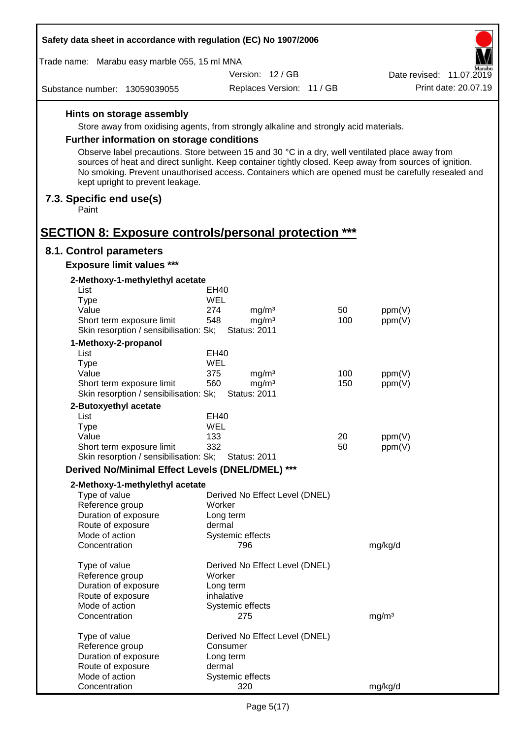#### Hints on storage assembly

Store away from oxidising agents, from strongly alkaline and strongly acid materials.

#### Further information on storage conditions

Observe label precautions. Store between 15 and 30 °C in a dry, well ventilated place away from sources of heat and direct sunlight. Keep container tightly closed. Keep away from sources of ignition. No smoking. Prevent unauthorised access. Containers which are opened must be carefully resealed and kept upright to prevent leakage.

### 7.3. Specific end use(s)

Paint

## SECTION 8: Exposure controls/personal protection ***

### 8.1. Control parameters

#### Exposure limit values ***

**2-Methoxy-1-methylethyl acetate**

| | | | | |
|---|---|---|---|---|
| List | EH40 | | | |
| Type | WEL | | | |
| Value | 274 | mg/m³ | 50 | ppm(V) |
| Short term exposure limit | 548 | mg/m³ | 100 | ppm(V) |
| Skin resorption / sensibilisation: Sk; | Status: 2011 | | | |

**1-Methoxy-2-propanol**

| | | | | |
|---|---|---|---|---|
| List | EH40 | | | |
| Type | WEL | | | |
| Value | 375 | mg/m³ | 100 | ppm(V) |
| Short term exposure limit | 560 | mg/m³ | 150 | ppm(V) |
| Skin resorption / sensibilisation: Sk; | Status: 2011 | | | |

**2-Butoxyethyl acetate**

| | | | | |
|---|---|---|---|---|
| List | EH40 | | | |
| Type | WEL | | | |
| Value | 133 | | 20 | ppm(V) |
| Short term exposure limit | 332 | | 50 | ppm(V) |
| Skin resorption / sensibilisation: Sk; | Status: 2011 | | | |

#### Derived No/Minimal Effect Levels (DNEL/DMEL) ***

**2-Methoxy-1-methylethyl acetate**

| | | |
|---|---|---|
| Type of value | Derived No Effect Level (DNEL) | |
| Reference group | Worker | |
| Duration of exposure | Long term | |
| Route of exposure | dermal | |
| Mode of action | Systemic effects | |
| Concentration | 796 | mg/kg/d |

| | | |
|---|---|---|
| Type of value | Derived No Effect Level (DNEL) | |
| Reference group | Worker | |
| Duration of exposure | Long term | |
| Route of exposure | inhalative | |
| Mode of action | Systemic effects | |
| Concentration | 275 | mg/m³ |

| | | |
|---|---|---|
| Type of value | Derived No Effect Level (DNEL) | |
| Reference group | Consumer | |
| Duration of exposure | Long term | |
| Route of exposure | dermal | |
| Mode of action | Systemic effects | |
| Concentration | 320 | mg/kg/d |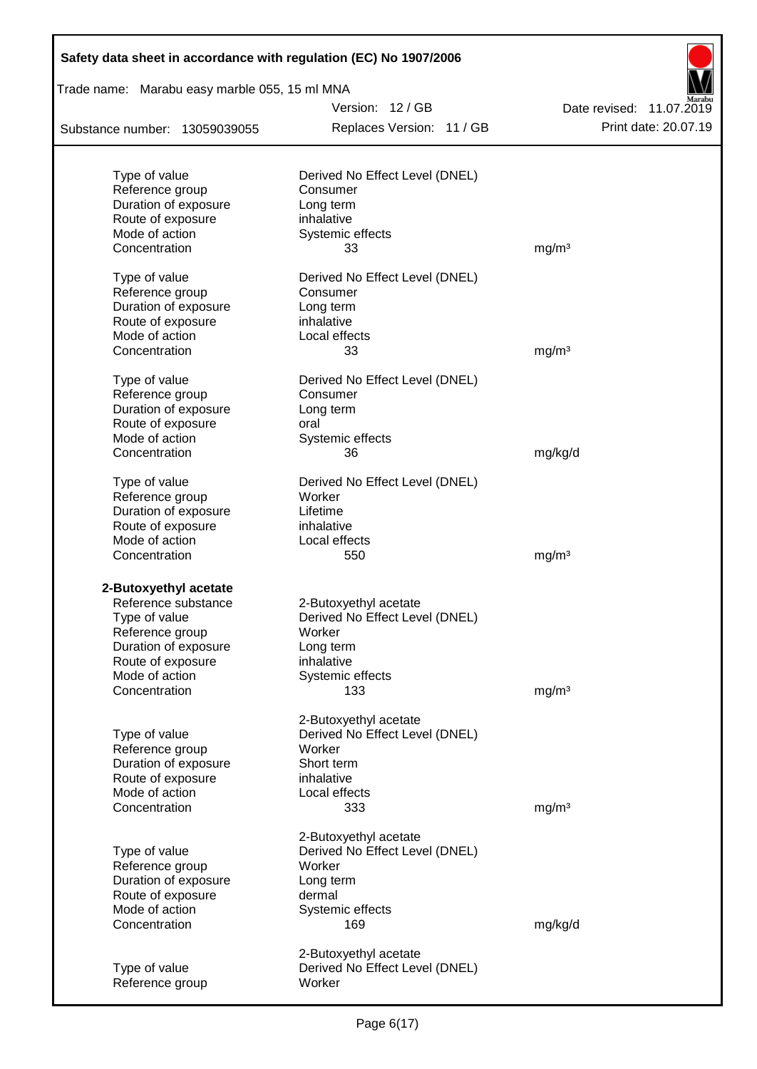| | | |
|---|---|---|
| Type of value | Derived No Effect Level (DNEL) | |
| Reference group | Consumer | |
| Duration of exposure | Long term | |
| Route of exposure | inhalative | |
| Mode of action | Systemic effects | |
| Concentration | 33 | mg/m³ |

| | | |
|---|---|---|
| Type of value | Derived No Effect Level (DNEL) | |
| Reference group | Consumer | |
| Duration of exposure | Long term | |
| Route of exposure | inhalative | |
| Mode of action | Local effects | |
| Concentration | 33 | mg/m³ |

| | | |
|---|---|---|
| Type of value | Derived No Effect Level (DNEL) | |
| Reference group | Consumer | |
| Duration of exposure | Long term | |
| Route of exposure | oral | |
| Mode of action | Systemic effects | |
| Concentration | 36 | mg/kg/d |

| | | |
|---|---|---|
| Type of value | Derived No Effect Level (DNEL) | |
| Reference group | Worker | |
| Duration of exposure | Lifetime | |
| Route of exposure | inhalative | |
| Mode of action | Local effects | |
| Concentration | 550 | mg/m³ |

**2-Butoxyethyl acetate**

| | | |
|---|---|---|
| Reference substance | 2-Butoxyethyl acetate | |
| Type of value | Derived No Effect Level (DNEL) | |
| Reference group | Worker | |
| Duration of exposure | Long term | |
| Route of exposure | inhalative | |
| Mode of action | Systemic effects | |
| Concentration | 133 | mg/m³ |

| | | |
|---|---|---|
| | 2-Butoxyethyl acetate | |
| Type of value | Derived No Effect Level (DNEL) | |
| Reference group | Worker | |
| Duration of exposure | Short term | |
| Route of exposure | inhalative | |
| Mode of action | Local effects | |
| Concentration | 333 | mg/m³ |

| | | |
|---|---|---|
| | 2-Butoxyethyl acetate | |
| Type of value | Derived No Effect Level (DNEL) | |
| Reference group | Worker | |
| Duration of exposure | Long term | |
| Route of exposure | dermal | |
| Mode of action | Systemic effects | |
| Concentration | 169 | mg/kg/d |

| | | |
|---|---|---|
| | 2-Butoxyethyl acetate | |
| Type of value | Derived No Effect Level (DNEL) | |
| Reference group | Worker | |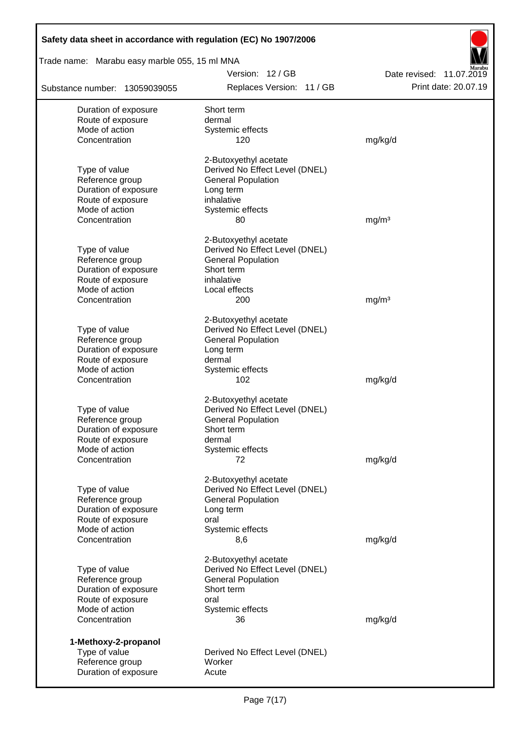| | | |
|---|---|---|
| Duration of exposure | Short term | |
| Route of exposure | dermal | |
| Mode of action | Systemic effects | |
| Concentration | 120 | mg/kg/d |

| | 2-Butoxyethyl acetate | |
|---|---|---|
| Type of value | Derived No Effect Level (DNEL) | |
| Reference group | General Population | |
| Duration of exposure | Long term | |
| Route of exposure | inhalative | |
| Mode of action | Systemic effects | |
| Concentration | 80 | mg/m³ |

| | 2-Butoxyethyl acetate | |
|---|---|---|
| Type of value | Derived No Effect Level (DNEL) | |
| Reference group | General Population | |
| Duration of exposure | Short term | |
| Route of exposure | inhalative | |
| Mode of action | Local effects | |
| Concentration | 200 | mg/m³ |

| | 2-Butoxyethyl acetate | |
|---|---|---|
| Type of value | Derived No Effect Level (DNEL) | |
| Reference group | General Population | |
| Duration of exposure | Long term | |
| Route of exposure | dermal | |
| Mode of action | Systemic effects | |
| Concentration | 102 | mg/kg/d |

| | 2-Butoxyethyl acetate | |
|---|---|---|
| Type of value | Derived No Effect Level (DNEL) | |
| Reference group | General Population | |
| Duration of exposure | Short term | |
| Route of exposure | dermal | |
| Mode of action | Systemic effects | |
| Concentration | 72 | mg/kg/d |

| | 2-Butoxyethyl acetate | |
|---|---|---|
| Type of value | Derived No Effect Level (DNEL) | |
| Reference group | General Population | |
| Duration of exposure | Long term | |
| Route of exposure | oral | |
| Mode of action | Systemic effects | |
| Concentration | 8,6 | mg/kg/d |

| | 2-Butoxyethyl acetate | |
|---|---|---|
| Type of value | Derived No Effect Level (DNEL) | |
| Reference group | General Population | |
| Duration of exposure | Short term | |
| Route of exposure | oral | |
| Mode of action | Systemic effects | |
| Concentration | 36 | mg/kg/d |

**1-Methoxy-2-propanol**

| | |
|---|---|
| Type of value | Derived No Effect Level (DNEL) |
| Reference group | Worker |
| Duration of exposure | Acute |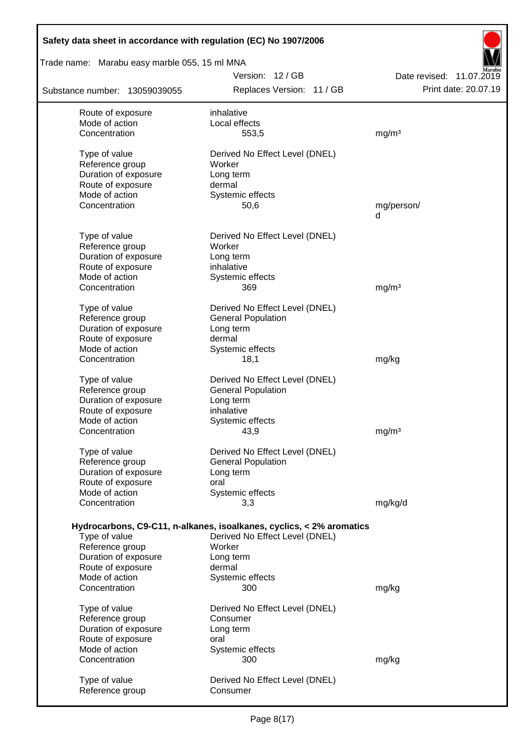| | | |
|---|---|---|
| Route of exposure | inhalative | |
| Mode of action | Local effects | |
| Concentration | 553,5 | mg/m³ |
| | | |
| Type of value | Derived No Effect Level (DNEL) | |
| Reference group | Worker | |
| Duration of exposure | Long term | |
| Route of exposure | dermal | |
| Mode of action | Systemic effects | |
| Concentration | 50,6 | mg/person/d |
| | | |
| Type of value | Derived No Effect Level (DNEL) | |
| Reference group | Worker | |
| Duration of exposure | Long term | |
| Route of exposure | inhalative | |
| Mode of action | Systemic effects | |
| Concentration | 369 | mg/m³ |
| | | |
| Type of value | Derived No Effect Level (DNEL) | |
| Reference group | General Population | |
| Duration of exposure | Long term | |
| Route of exposure | dermal | |
| Mode of action | Systemic effects | |
| Concentration | 18,1 | mg/kg |
| | | |
| Type of value | Derived No Effect Level (DNEL) | |
| Reference group | General Population | |
| Duration of exposure | Long term | |
| Route of exposure | inhalative | |
| Mode of action | Systemic effects | |
| Concentration | 43,9 | mg/m³ |
| | | |
| Type of value | Derived No Effect Level (DNEL) | |
| Reference group | General Population | |
| Duration of exposure | Long term | |
| Route of exposure | oral | |
| Mode of action | Systemic effects | |
| Concentration | 3,3 | mg/kg/d |

**Hydrocarbons, C9-C11, n-alkanes, isoalkanes, cyclics, < 2% aromatics**

| | | |
|---|---|---|
| Type of value | Derived No Effect Level (DNEL) | |
| Reference group | Worker | |
| Duration of exposure | Long term | |
| Route of exposure | dermal | |
| Mode of action | Systemic effects | |
| Concentration | 300 | mg/kg |
| | | |
| Type of value | Derived No Effect Level (DNEL) | |
| Reference group | Consumer | |
| Duration of exposure | Long term | |
| Route of exposure | oral | |
| Mode of action | Systemic effects | |
| Concentration | 300 | mg/kg |
| | | |
| Type of value | Derived No Effect Level (DNEL) | |
| Reference group | Consumer | |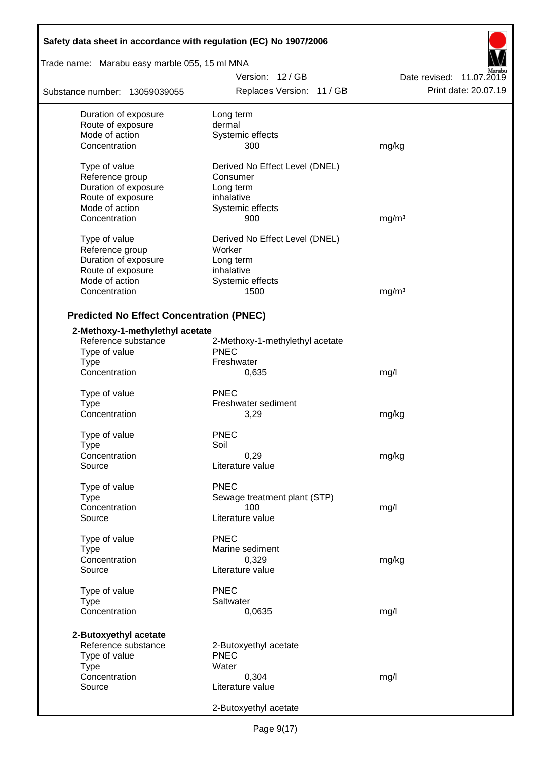| | | |
|---|---|---|
| Duration of exposure | Long term | |
| Route of exposure | dermal | |
| Mode of action | Systemic effects | |
| Concentration | 300 | mg/kg |
| | | |
| Type of value | Derived No Effect Level (DNEL) | |
| Reference group | Consumer | |
| Duration of exposure | Long term | |
| Route of exposure | inhalative | |
| Mode of action | Systemic effects | |
| Concentration | 900 | mg/m³ |
| | | |
| Type of value | Derived No Effect Level (DNEL) | |
| Reference group | Worker | |
| Duration of exposure | Long term | |
| Route of exposure | inhalative | |
| Mode of action | Systemic effects | |
| Concentration | 1500 | mg/m³ |

## Predicted No Effect Concentration (PNEC)

**2-Methoxy-1-methylethyl acetate**

| | | |
|---|---|---|
| Reference substance | 2-Methoxy-1-methylethyl acetate | |
| Type of value | PNEC | |
| Type | Freshwater | |
| Concentration | 0,635 | mg/l |
| | | |
| Type of value | PNEC | |
| Type | Freshwater sediment | |
| Concentration | 3,29 | mg/kg |
| | | |
| Type of value | PNEC | |
| Type | Soil | |
| Concentration | 0,29 | mg/kg |
| Source | Literature value | |
| | | |
| Type of value | PNEC | |
| Type | Sewage treatment plant (STP) | |
| Concentration | 100 | mg/l |
| Source | Literature value | |
| | | |
| Type of value | PNEC | |
| Type | Marine sediment | |
| Concentration | 0,329 | mg/kg |
| Source | Literature value | |
| | | |
| Type of value | PNEC | |
| Type | Saltwater | |
| Concentration | 0,0635 | mg/l |

**2-Butoxyethyl acetate**

| | | |
|---|---|---|
| Reference substance | 2-Butoxyethyl acetate | |
| Type of value | PNEC | |
| Type | Water | |
| Concentration | 0,304 | mg/l |
| Source | Literature value | |
| | | |
| | 2-Butoxyethyl acetate | |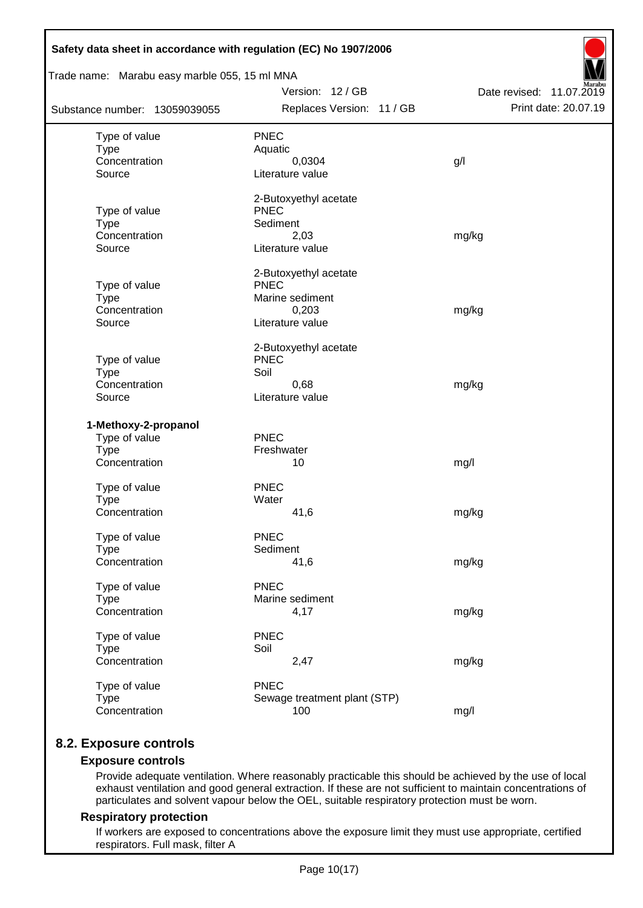| | | |
|---|---|---|
| Type of value | PNEC | |
| Type | Aquatic | |
| Concentration | 0,0304 | g/l |
| Source | Literature value | |
| | 2-Butoxyethyl acetate | |
| Type of value | PNEC | |
| Type | Sediment | |
| Concentration | 2,03 | mg/kg |
| Source | Literature value | |
| | 2-Butoxyethyl acetate | |
| Type of value | PNEC | |
| Type | Marine sediment | |
| Concentration | 0,203 | mg/kg |
| Source | Literature value | |
| | 2-Butoxyethyl acetate | |
| Type of value | PNEC | |
| Type | Soil | |
| Concentration | 0,68 | mg/kg |
| Source | Literature value | |

**1-Methoxy-2-propanol**

| | | |
|---|---|---|
| Type of value | PNEC | |
| Type | Freshwater | |
| Concentration | 10 | mg/l |
| Type of value | PNEC | |
| Type | Water | |
| Concentration | 41,6 | mg/kg |
| Type of value | PNEC | |
| Type | Sediment | |
| Concentration | 41,6 | mg/kg |
| Type of value | PNEC | |
| Type | Marine sediment | |
| Concentration | 4,17 | mg/kg |
| Type of value | PNEC | |
| Type | Soil | |
| Concentration | 2,47 | mg/kg |
| Type of value | PNEC | |
| Type | Sewage treatment plant (STP) | |
| Concentration | 100 | mg/l |

## 8.2. Exposure controls

### Exposure controls

Provide adequate ventilation. Where reasonably practicable this should be achieved by the use of local exhaust ventilation and good general extraction. If these are not sufficient to maintain concentrations of particulates and solvent vapour below the OEL, suitable respiratory protection must be worn.

### Respiratory protection

If workers are exposed to concentrations above the exposure limit they must use appropriate, certified respirators. Full mask, filter A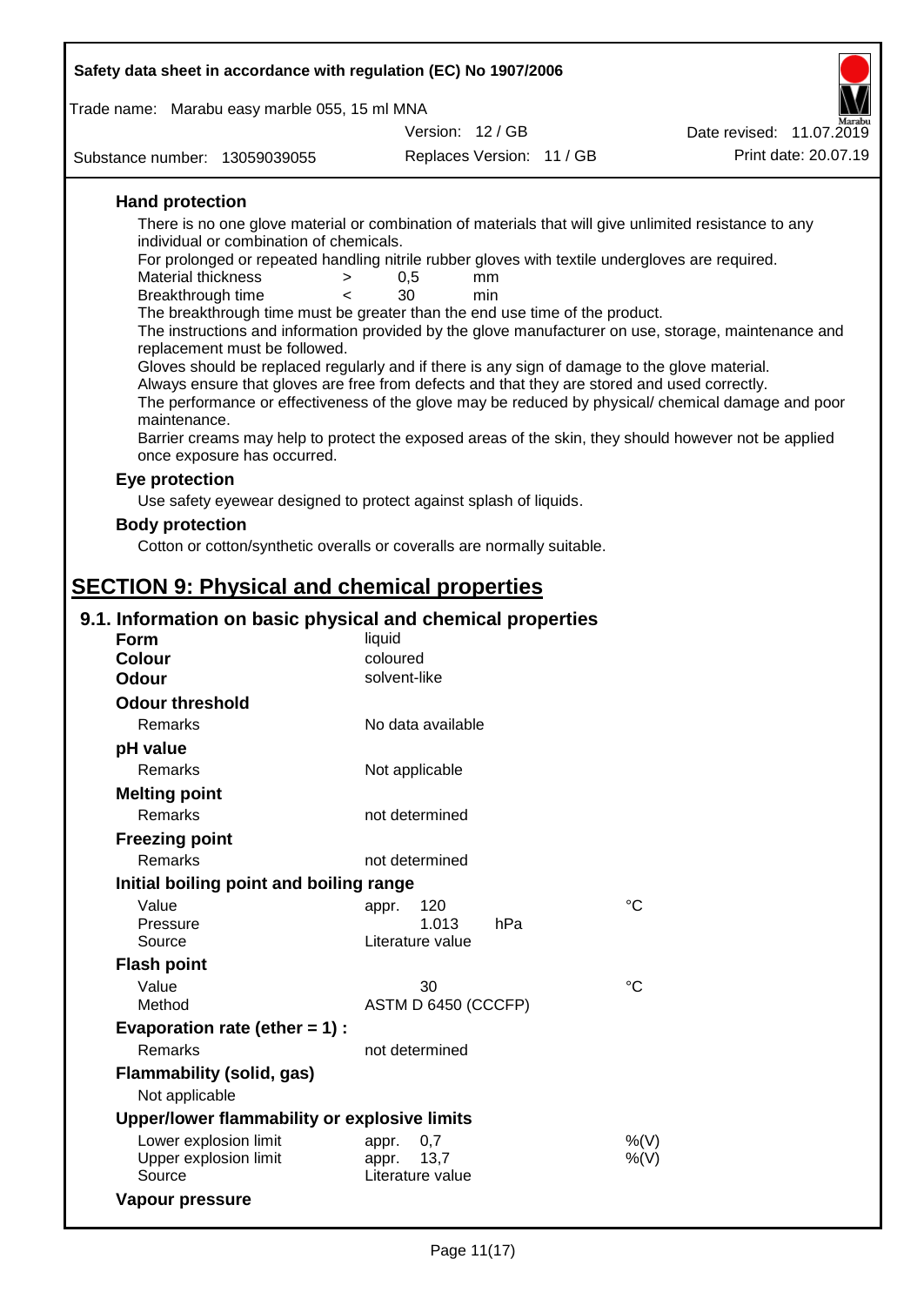### Hand protection

There is no one glove material or combination of materials that will give unlimited resistance to any individual or combination of chemicals.

For prolonged or repeated handling nitrile rubber gloves with textile undergloves are required.

| | | | |
|---|---|---|---|
| Material thickness | > | 0,5 | mm |
| Breakthrough time | < | 30 | min |

The breakthrough time must be greater than the end use time of the product.

The instructions and information provided by the glove manufacturer on use, storage, maintenance and replacement must be followed.

Gloves should be replaced regularly and if there is any sign of damage to the glove material.

Always ensure that gloves are free from defects and that they are stored and used correctly.

The performance or effectiveness of the glove may be reduced by physical/ chemical damage and poor maintenance.

Barrier creams may help to protect the exposed areas of the skin, they should however not be applied once exposure has occurred.

### Eye protection

Use safety eyewear designed to protect against splash of liquids.

### Body protection

Cotton or cotton/synthetic overalls or coveralls are normally suitable.

# SECTION 9: Physical and chemical properties

## 9.1. Information on basic physical and chemical properties

**Form** liquid
**Colour** coloured
**Odour** solvent-like

**Odour threshold**
Remarks: No data available

**pH value**
Remarks: Not applicable

**Melting point**
Remarks: not determined

**Freezing point**
Remarks: not determined

**Initial boiling point and boiling range**

| | | | |
|---|---|---|---|
| Value | appr. 120 | | °C |
| Pressure | 1.013 | hPa | |
| Source | Literature value | | |

**Flash point**

| | | |
|---|---|---|
| Value | 30 | °C |
| Method | ASTM D 6450 (CCCFP) | |

**Evaporation rate (ether = 1) :**
Remarks: not determined

**Flammability (solid, gas)**
Not applicable

**Upper/lower flammability or explosive limits**

| | | |
|---|---|---|
| Lower explosion limit | appr. 0,7 | %(V) |
| Upper explosion limit | appr. 13,7 | %(V) |
| Source | Literature value | |

**Vapour pressure**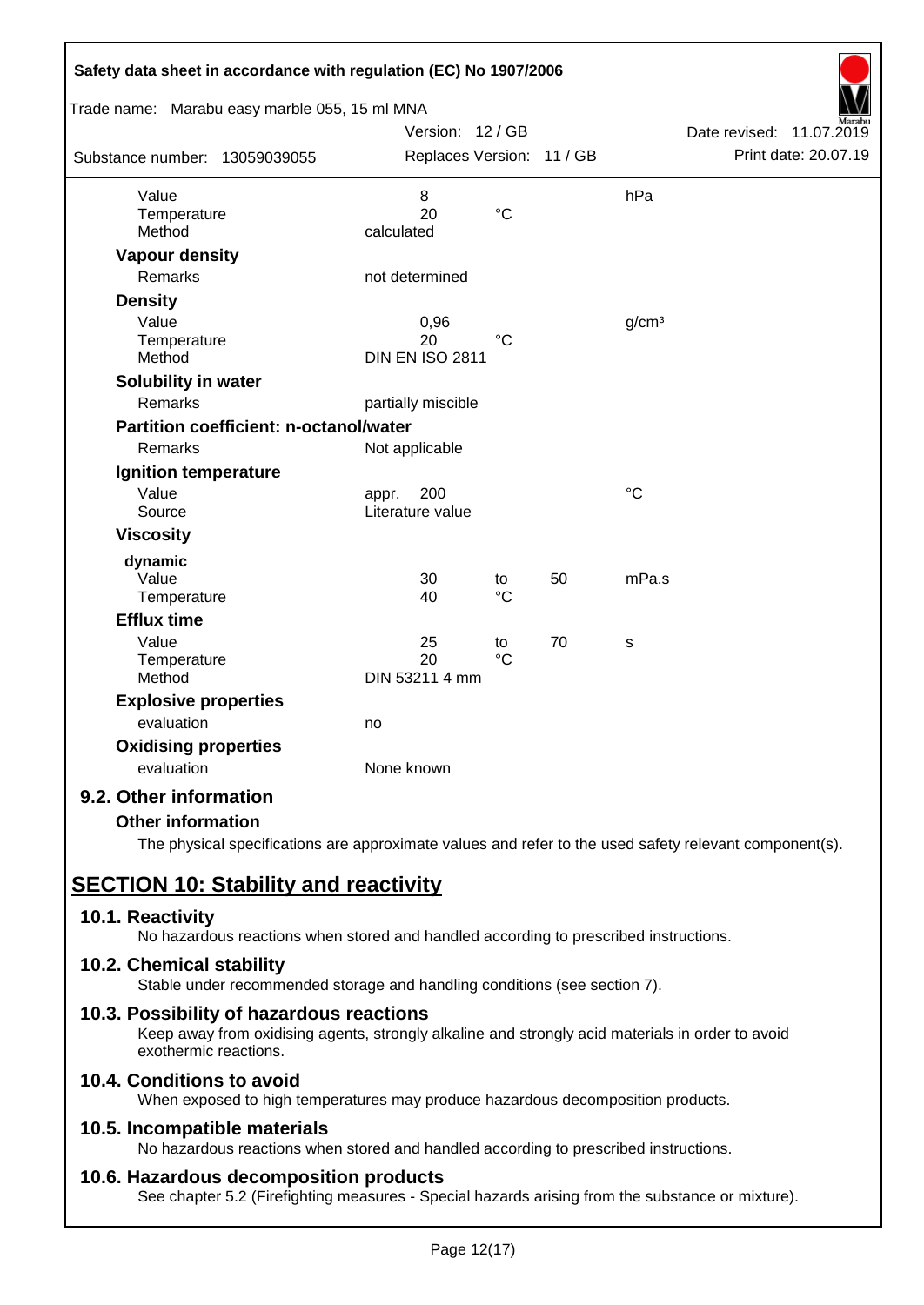| | | | | |
|---|---|---|---|---|
| Value | 8 | | | hPa |
| Temperature | 20 | °C | | |
| Method | calculated | | | |
| **Vapour density** | | | | |
| Remarks | not determined | | | |
| **Density** | | | | |
| Value | 0,96 | | | g/cm³ |
| Temperature | 20 | °C | | |
| Method | DIN EN ISO 2811 | | | |
| **Solubility in water** | | | | |
| Remarks | partially miscible | | | |
| **Partition coefficient: n-octanol/water** | | | | |
| Remarks | Not applicable | | | |
| **Ignition temperature** | | | | |
| Value | appr. 200 | | | °C |
| Source | Literature value | | | |
| **Viscosity** | | | | |
| dynamic | | | | |
| Value | 30 | to | 50 | mPa.s |
| Temperature | 40 | °C | | |
| **Efflux time** | | | | |
| Value | 25 | to | 70 | s |
| Temperature | 20 | °C | | |
| Method | DIN 53211 4 mm | | | |
| **Explosive properties** | | | | |
| evaluation | no | | | |
| **Oxidising properties** | | | | |
| evaluation | None known | | | |

### 9.2. Other information

**Other information**

The physical specifications are approximate values and refer to the used safety relevant component(s).

## SECTION 10: Stability and reactivity

### 10.1. Reactivity

No hazardous reactions when stored and handled according to prescribed instructions.

### 10.2. Chemical stability

Stable under recommended storage and handling conditions (see section 7).

### 10.3. Possibility of hazardous reactions

Keep away from oxidising agents, strongly alkaline and strongly acid materials in order to avoid exothermic reactions.

### 10.4. Conditions to avoid

When exposed to high temperatures may produce hazardous decomposition products.

### 10.5. Incompatible materials

No hazardous reactions when stored and handled according to prescribed instructions.

### 10.6. Hazardous decomposition products

See chapter 5.2 (Firefighting measures - Special hazards arising from the substance or mixture).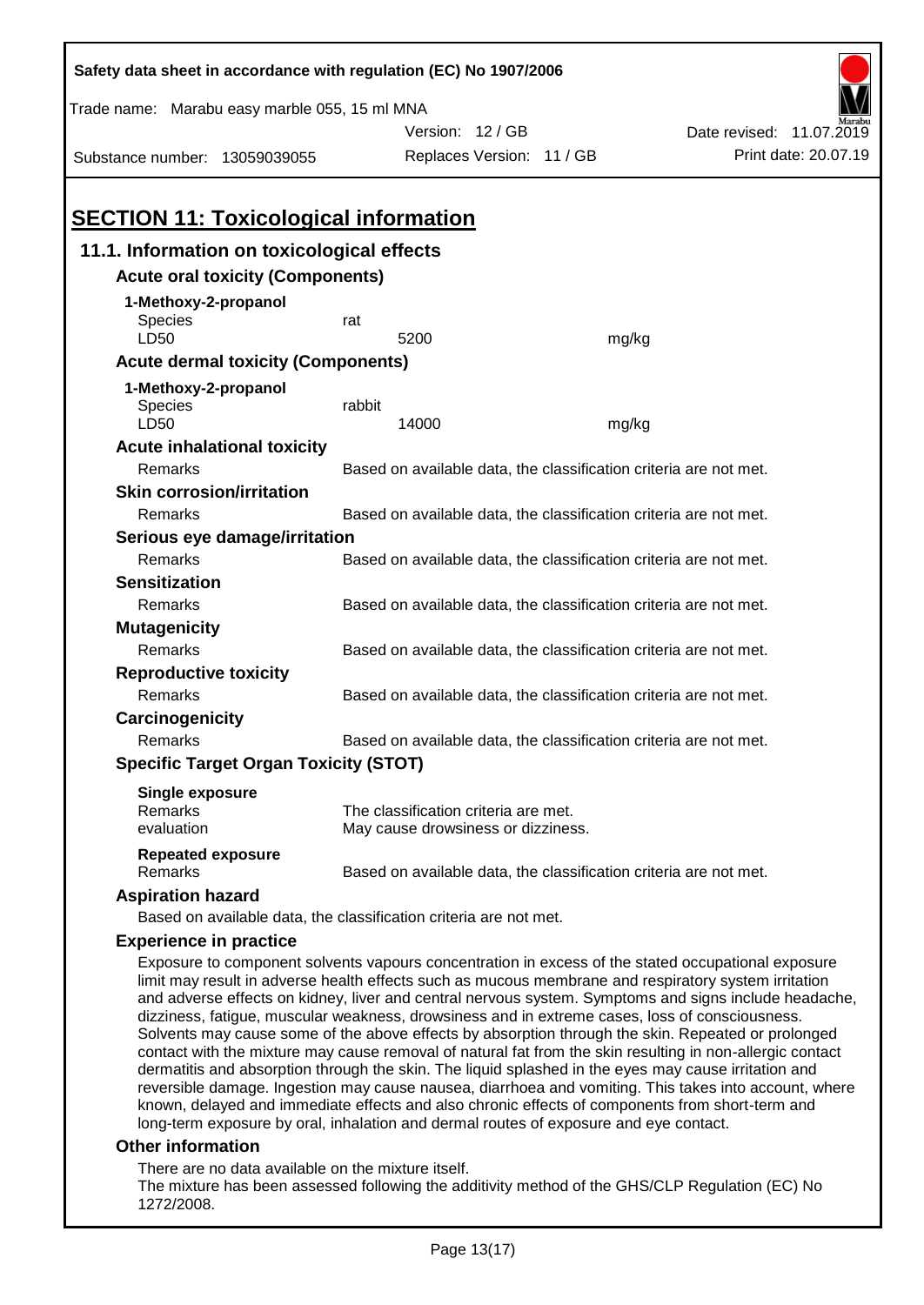## SECTION 11: Toxicological information

### 11.1. Information on toxicological effects

**Acute oral toxicity (Components)**

**1-Methoxy-2-propanol**

| | | |
|---|---|---|
| Species | rat | |
| LD50 | 5200 | mg/kg |

**Acute dermal toxicity (Components)**

**1-Methoxy-2-propanol**

| | | |
|---|---|---|
| Species | rabbit | |
| LD50 | 14000 | mg/kg |

**Acute inhalational toxicity**

Remarks: Based on available data, the classification criteria are not met.

**Skin corrosion/irritation**

Remarks: Based on available data, the classification criteria are not met.

**Serious eye damage/irritation**

Remarks: Based on available data, the classification criteria are not met.

**Sensitization**

Remarks: Based on available data, the classification criteria are not met.

**Mutagenicity**

Remarks: Based on available data, the classification criteria are not met.

**Reproductive toxicity**

Remarks: Based on available data, the classification criteria are not met.

**Carcinogenicity**

Remarks: Based on available data, the classification criteria are not met.

**Specific Target Organ Toxicity (STOT)**

**Single exposure**

Remarks: The classification criteria are met.
evaluation: May cause drowsiness or dizziness.

**Repeated exposure**

Remarks: Based on available data, the classification criteria are not met.

**Aspiration hazard**

Based on available data, the classification criteria are not met.

**Experience in practice**

Exposure to component solvents vapours concentration in excess of the stated occupational exposure limit may result in adverse health effects such as mucous membrane and respiratory system irritation and adverse effects on kidney, liver and central nervous system. Symptoms and signs include headache, dizziness, fatigue, muscular weakness, drowsiness and in extreme cases, loss of consciousness. Solvents may cause some of the above effects by absorption through the skin. Repeated or prolonged contact with the mixture may cause removal of natural fat from the skin resulting in non-allergic contact dermatitis and absorption through the skin. The liquid splashed in the eyes may cause irritation and reversible damage. Ingestion may cause nausea, diarrhoea and vomiting. This takes into account, where known, delayed and immediate effects and also chronic effects of components from short-term and long-term exposure by oral, inhalation and dermal routes of exposure and eye contact.

**Other information**

There are no data available on the mixture itself.
The mixture has been assessed following the additivity method of the GHS/CLP Regulation (EC) No 1272/2008.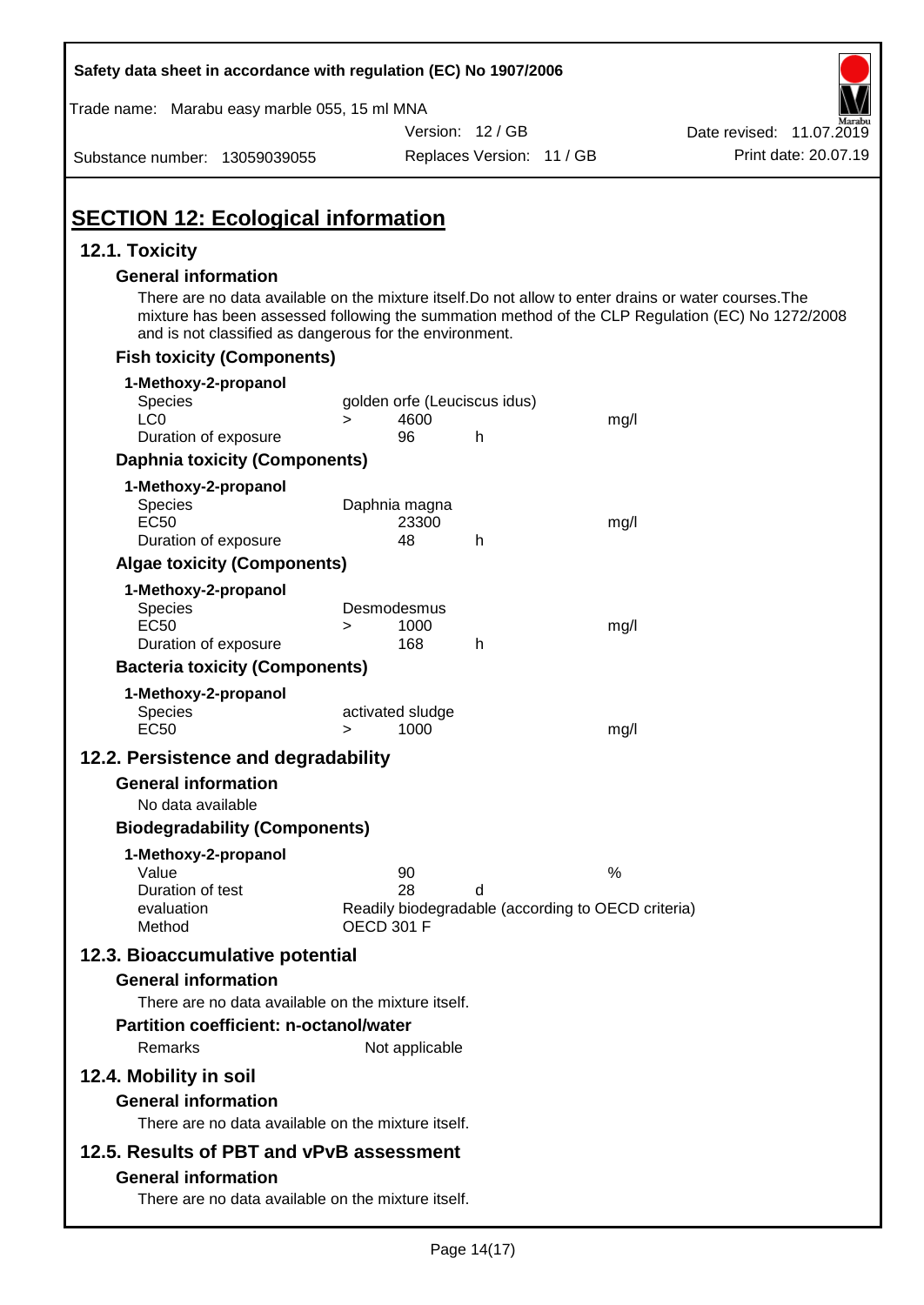# SECTION 12: Ecological information

## 12.1. Toxicity

### General information

There are no data available on the mixture itself.Do not allow to enter drains or water courses.The mixture has been assessed following the summation method of the CLP Regulation (EC) No 1272/2008 and is not classified as dangerous for the environment.

### Fish toxicity (Components)

**1-Methoxy-2-propanol**

| | | | | |
|---|---|---|---|---|
| Species | golden orfe (Leuciscus idus) | | | |
| LC0 | > | 4600 | | mg/l |
| Duration of exposure | | 96 | h | |

### Daphnia toxicity (Components)

**1-Methoxy-2-propanol**

| | | | | |
|---|---|---|---|---|
| Species | Daphnia magna | | | |
| EC50 | | 23300 | | mg/l |
| Duration of exposure | | 48 | h | |

### Algae toxicity (Components)

**1-Methoxy-2-propanol**

| | | | | |
|---|---|---|---|---|
| Species | Desmodesmus | | | |
| EC50 | > | 1000 | | mg/l |
| Duration of exposure | | 168 | h | |

### Bacteria toxicity (Components)

**1-Methoxy-2-propanol**

| | | | | |
|---|---|---|---|---|
| Species | activated sludge | | | |
| EC50 | > | 1000 | | mg/l |

## 12.2. Persistence and degradability

### General information

No data available

### Biodegradability (Components)

**1-Methoxy-2-propanol**

| | | | |
|---|---|---|---|
| Value | 90 | | % |
| Duration of test | 28 | d | |
| evaluation | Readily biodegradable (according to OECD criteria) | | |
| Method | OECD 301 F | | |

## 12.3. Bioaccumulative potential

### General information

There are no data available on the mixture itself.

### Partition coefficient: n-octanol/water

Remarks: Not applicable

## 12.4. Mobility in soil

### General information

There are no data available on the mixture itself.

## 12.5. Results of PBT and vPvB assessment

### General information

There are no data available on the mixture itself.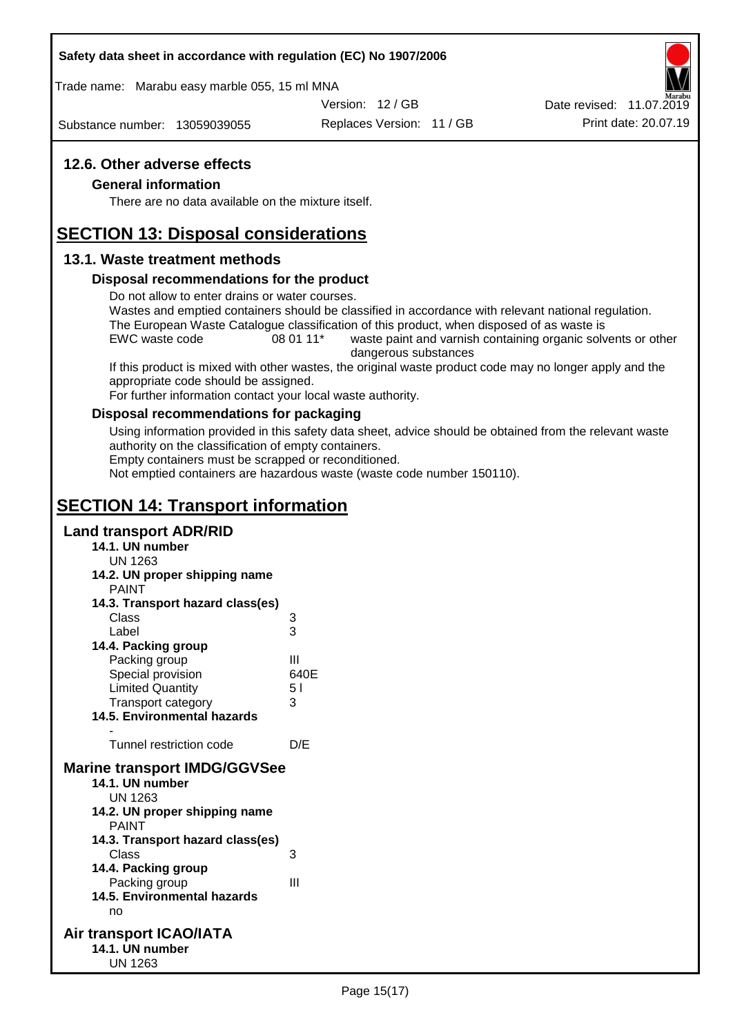## 12.6. Other adverse effects

### General information

There are no data available on the mixture itself.

# SECTION 13: Disposal considerations

## 13.1. Waste treatment methods

### Disposal recommendations for the product

Do not allow to enter drains or water courses.

Wastes and emptied containers should be classified in accordance with relevant national regulation.

The European Waste Catalogue classification of this product, when disposed of as waste is

| EWC waste code | 08 01 11* | waste paint and varnish containing organic solvents or other dangerous substances |
|---|---|---|

If this product is mixed with other wastes, the original waste product code may no longer apply and the appropriate code should be assigned.

For further information contact your local waste authority.

### Disposal recommendations for packaging

Using information provided in this safety data sheet, advice should be obtained from the relevant waste authority on the classification of empty containers.

Empty containers must be scrapped or reconditioned.

Not emptied containers are hazardous waste (waste code number 150110).

# SECTION 14: Transport information

## Land transport ADR/RID

**14.1. UN number**

UN 1263

**14.2. UN proper shipping name**

PAINT

**14.3. Transport hazard class(es)**

| | |
|---|---|
| Class | 3 |
| Label | 3 |

**14.4. Packing group**

| | |
|---|---|
| Packing group | III |
| Special provision | 640E |
| Limited Quantity | 5 l |
| Transport category | 3 |

**14.5. Environmental hazards**

-

| | |
|---|---|
| Tunnel restriction code | D/E |

## Marine transport IMDG/GGVSee

**14.1. UN number**

UN 1263

**14.2. UN proper shipping name**

PAINT

**14.3. Transport hazard class(es)**

| | |
|---|---|
| Class | 3 |

**14.4. Packing group**

| | |
|---|---|
| Packing group | III |

**14.5. Environmental hazards**

no

## Air transport ICAO/IATA

**14.1. UN number**

UN 1263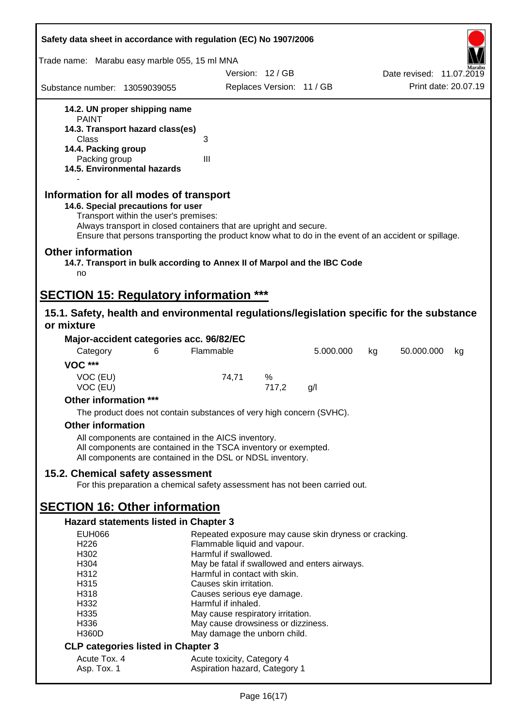**14.2. UN proper shipping name**

PAINT

**14.3. Transport hazard class(es)**

Class 3

**14.4. Packing group**

Packing group III

**14.5. Environmental hazards**

-

## Information for all modes of transport

**14.6. Special precautions for user**

Transport within the user's premises:
Always transport in closed containers that are upright and secure.
Ensure that persons transporting the product know what to do in the event of an accident or spillage.

## Other information

**14.7. Transport in bulk according to Annex II of Marpol and the IBC Code**

no

# SECTION 15: Regulatory information ***

## 15.1. Safety, health and environmental regulations/legislation specific for the substance or mixture

### Major-accident categories acc. 96/82/EC

| Category | 6 | Flammable | 5.000.000 | kg | 50.000.000 | kg |
|---|---|---|---|---|---|---|

### VOC ***

| | | | |
|---|---|---|---|
| VOC (EU) | 74,71 | % | |
| VOC (EU) | | 717,2 | g/l |

### Other information ***

The product does not contain substances of very high concern (SVHC).

### Other information

All components are contained in the AICS inventory.
All components are contained in the TSCA inventory or exempted.
All components are contained in the DSL or NDSL inventory.

## 15.2. Chemical safety assessment

For this preparation a chemical safety assessment has not been carried out.

# SECTION 16: Other information

### Hazard statements listed in Chapter 3

| | |
|---|---|
| EUH066 | Repeated exposure may cause skin dryness or cracking. |
| H226 | Flammable liquid and vapour. |
| H302 | Harmful if swallowed. |
| H304 | May be fatal if swallowed and enters airways. |
| H312 | Harmful in contact with skin. |
| H315 | Causes skin irritation. |
| H318 | Causes serious eye damage. |
| H332 | Harmful if inhaled. |
| H335 | May cause respiratory irritation. |
| H336 | May cause drowsiness or dizziness. |
| H360D | May damage the unborn child. |

### CLP categories listed in Chapter 3

| | |
|---|---|
| Acute Tox. 4 | Acute toxicity, Category 4 |
| Asp. Tox. 1 | Aspiration hazard, Category 1 |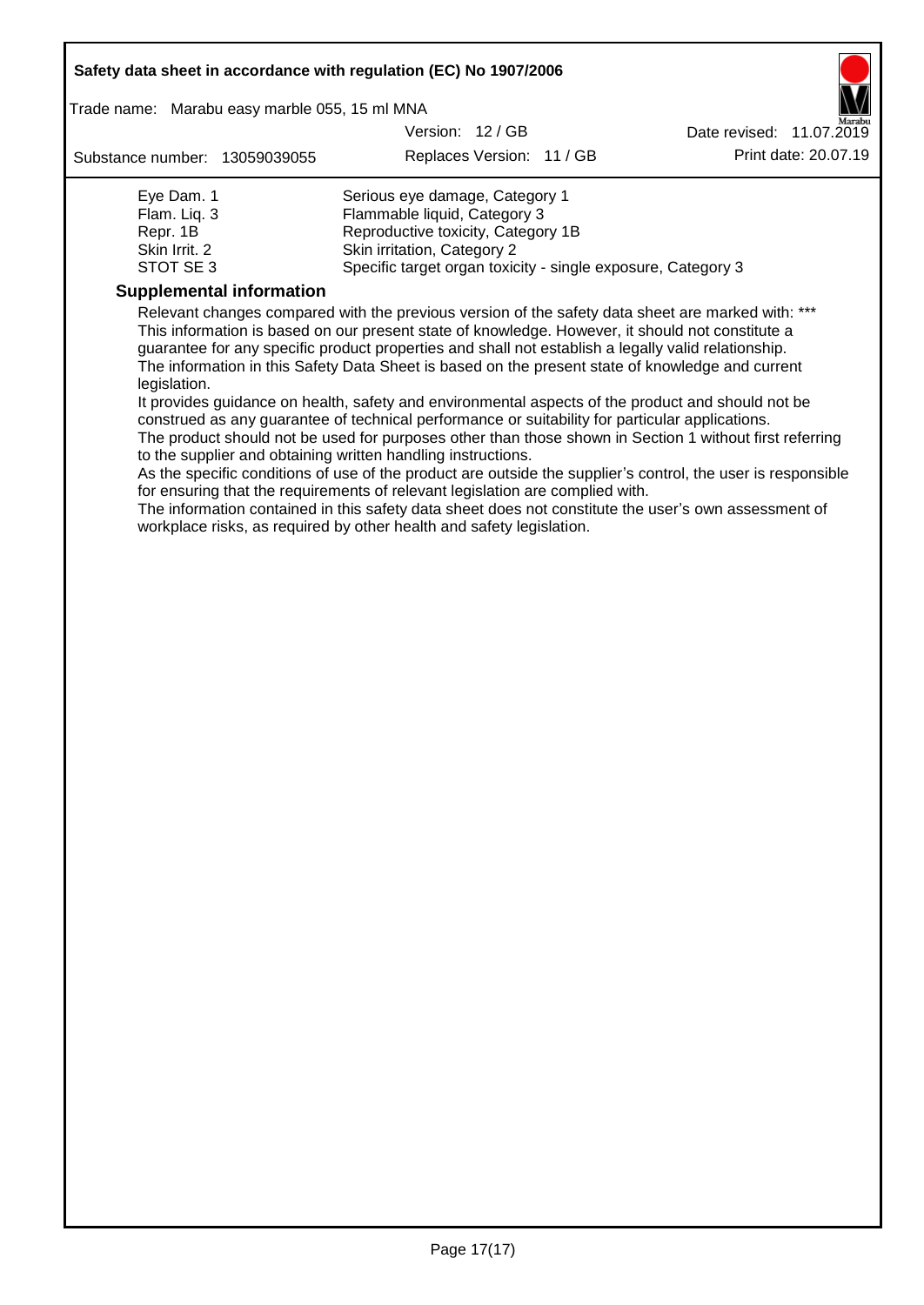| | |
|---|---|
| Eye Dam. 1 | Serious eye damage, Category 1 |
| Flam. Liq. 3 | Flammable liquid, Category 3 |
| Repr. 1B | Reproductive toxicity, Category 1B |
| Skin Irrit. 2 | Skin irritation, Category 2 |
| STOT SE 3 | Specific target organ toxicity - single exposure, Category 3 |

## Supplemental information

Relevant changes compared with the previous version of the safety data sheet are marked with: ***
This information is based on our present state of knowledge. However, it should not constitute a guarantee for any specific product properties and shall not establish a legally valid relationship.
The information in this Safety Data Sheet is based on the present state of knowledge and current legislation.
It provides guidance on health, safety and environmental aspects of the product and should not be construed as any guarantee of technical performance or suitability for particular applications.
The product should not be used for purposes other than those shown in Section 1 without first referring to the supplier and obtaining written handling instructions.
As the specific conditions of use of the product are outside the supplier's control, the user is responsible for ensuring that the requirements of relevant legislation are complied with.
The information contained in this safety data sheet does not constitute the user's own assessment of workplace risks, as required by other health and safety legislation.